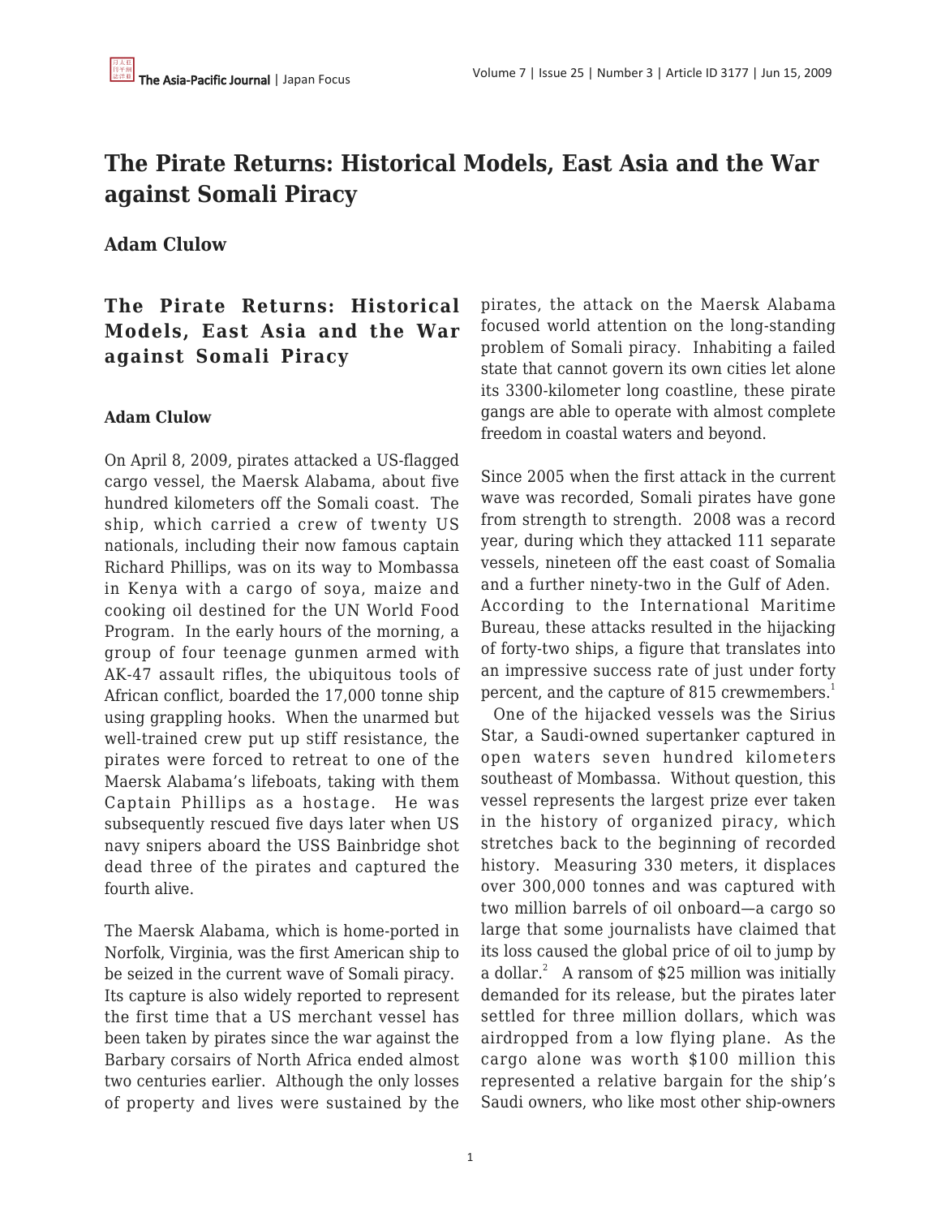# The Pirate Returns: Historical Models, East Asia and the War against Somali Piracy

**Adam Clulow**

## The Pirate Returns: Historical Models, East Asia and the War against Somali Piracy

**Adam Clulow**

On April 8, 2009, pirates attacked a US-flagged cargo vessel, the Maersk Alabama, about five hundred kilometers off the Somali coast. The ship, which carried a crew of twenty US nationals, including their now famous captain Richard Phillips, was on its way to Mombassa in Kenya with a cargo of soya, maize and cooking oil destined for the UN World Food Program. In the early hours of the morning, a group of four teenage gunmen armed with AK-47 assault rifles, the ubiquitous tools of African conflict, boarded the 17,000 tonne ship using grappling hooks. When the unarmed but well-trained crew put up stiff resistance, the pirates were forced to retreat to one of the Maersk Alabama's lifeboats, taking with them Captain Phillips as a hostage. He was subsequently rescued five days later when US navy snipers aboard the USS Bainbridge shot dead three of the pirates and captured the fourth alive.

The Maersk Alabama, which is home-ported in Norfolk, Virginia, was the first American ship to be seized in the current wave of Somali piracy. Its capture is also widely reported to represent the first time that a US merchant vessel has been taken by pirates since the war against the Barbary corsairs of North Africa ended almost two centuries earlier. Although the only losses of property and lives were sustained by the pirates, the attack on the Maersk Alabama focused world attention on the long-standing problem of Somali piracy. Inhabiting a failed state that cannot govern its own cities let alone its 3300-kilometer long coastline, these pirate gangs are able to operate with almost complete freedom in coastal waters and beyond.

Since 2005 when the first attack in the current wave was recorded, Somali pirates have gone from strength to strength. 2008 was a record year, during which they attacked 111 separate vessels, nineteen off the east coast of Somalia and a further ninety-two in the Gulf of Aden. According to the International Maritime Bureau, these attacks resulted in the hijacking of forty-two ships, a figure that translates into an impressive success rate of just under forty percent, and the capture of 815 crewmembers.[1]

One of the hijacked vessels was the Sirius Star, a Saudi-owned supertanker captured in open waters seven hundred kilometers southeast of Mombassa. Without question, this vessel represents the largest prize ever taken in the history of organized piracy, which stretches back to the beginning of recorded history. Measuring 330 meters, it displaces over 300,000 tonnes and was captured with two million barrels of oil onboard—a cargo so large that some journalists have claimed that its loss caused the global price of oil to jump by a dollar.[2] A ransom of $25 million was initially demanded for its release, but the pirates later settled for three million dollars, which was airdropped from a low flying plane. As the cargo alone was worth $100 million this represented a relative bargain for the ship's Saudi owners, who like most other ship-owners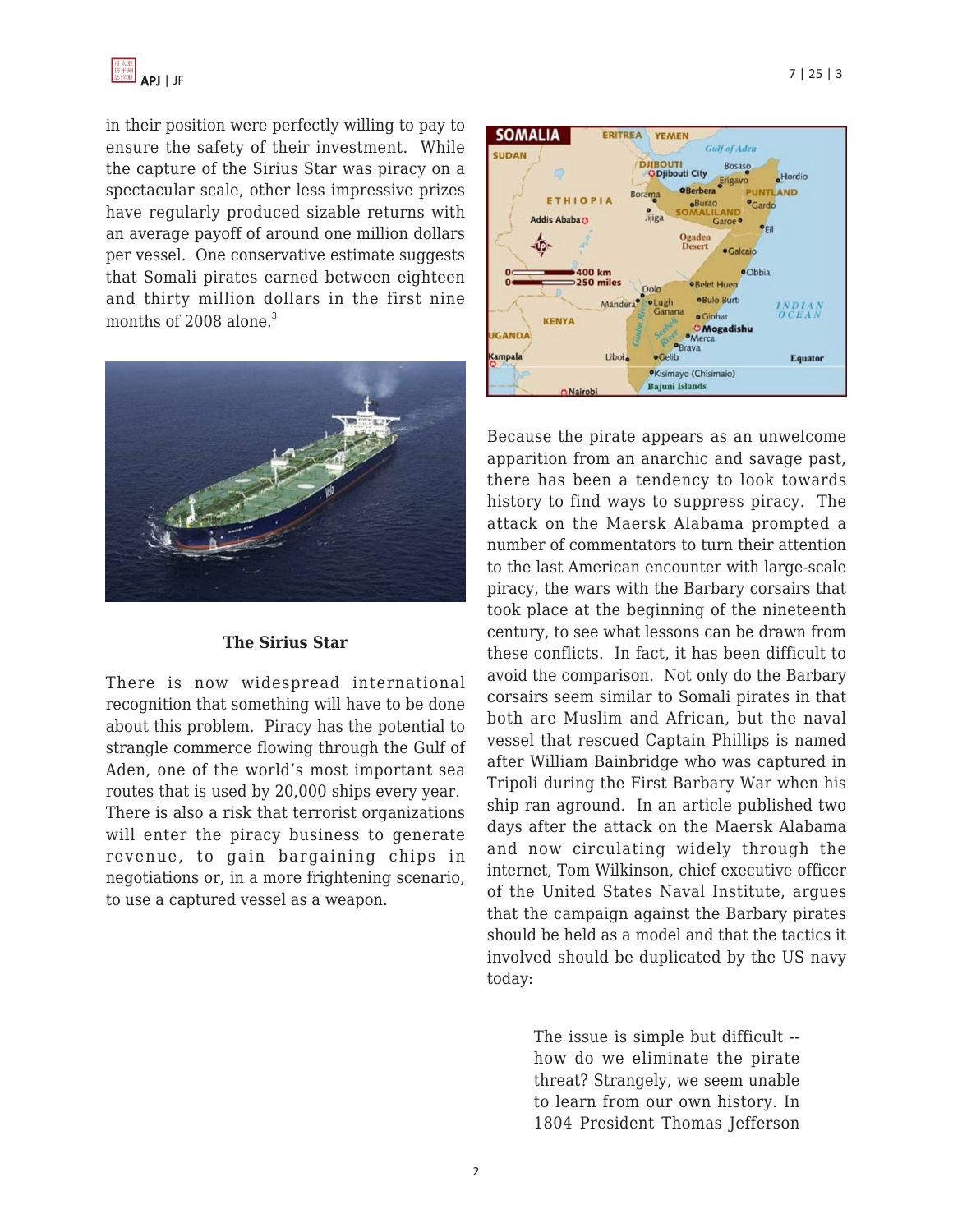in their position were perfectly willing to pay to ensure the safety of their investment. While the capture of the Sirius Star was piracy on a spectacular scale, other less impressive prizes have regularly produced sizable returns with an average payoff of around one million dollars per vessel. One conservative estimate suggests that Somali pirates earned between eighteen and thirty million dollars in the first nine months of 2008 alone.[3]

**The Sirius Star**

There is now widespread international recognition that something will have to be done about this problem. Piracy has the potential to strangle commerce flowing through the Gulf of Aden, one of the world's most important sea routes that is used by 20,000 ships every year. There is also a risk that terrorist organizations will enter the piracy business to generate revenue, to gain bargaining chips in negotiations or, in a more frightening scenario, to use a captured vessel as a weapon.

Because the pirate appears as an unwelcome apparition from an anarchic and savage past, there has been a tendency to look towards history to find ways to suppress piracy. The attack on the Maersk Alabama prompted a number of commentators to turn their attention to the last American encounter with large-scale piracy, the wars with the Barbary corsairs that took place at the beginning of the nineteenth century, to see what lessons can be drawn from these conflicts. In fact, it has been difficult to avoid the comparison. Not only do the Barbary corsairs seem similar to Somali pirates in that both are Muslim and African, but the naval vessel that rescued Captain Phillips is named after William Bainbridge who was captured in Tripoli during the First Barbary War when his ship ran aground. In an article published two days after the attack on the Maersk Alabama and now circulating widely through the internet, Tom Wilkinson, chief executive officer of the United States Naval Institute, argues that the campaign against the Barbary pirates should be held as a model and that the tactics it involved should be duplicated by the US navy today:

> The issue is simple but difficult -- how do we eliminate the pirate threat? Strangely, we seem unable to learn from our own history. In 1804 President Thomas Jefferson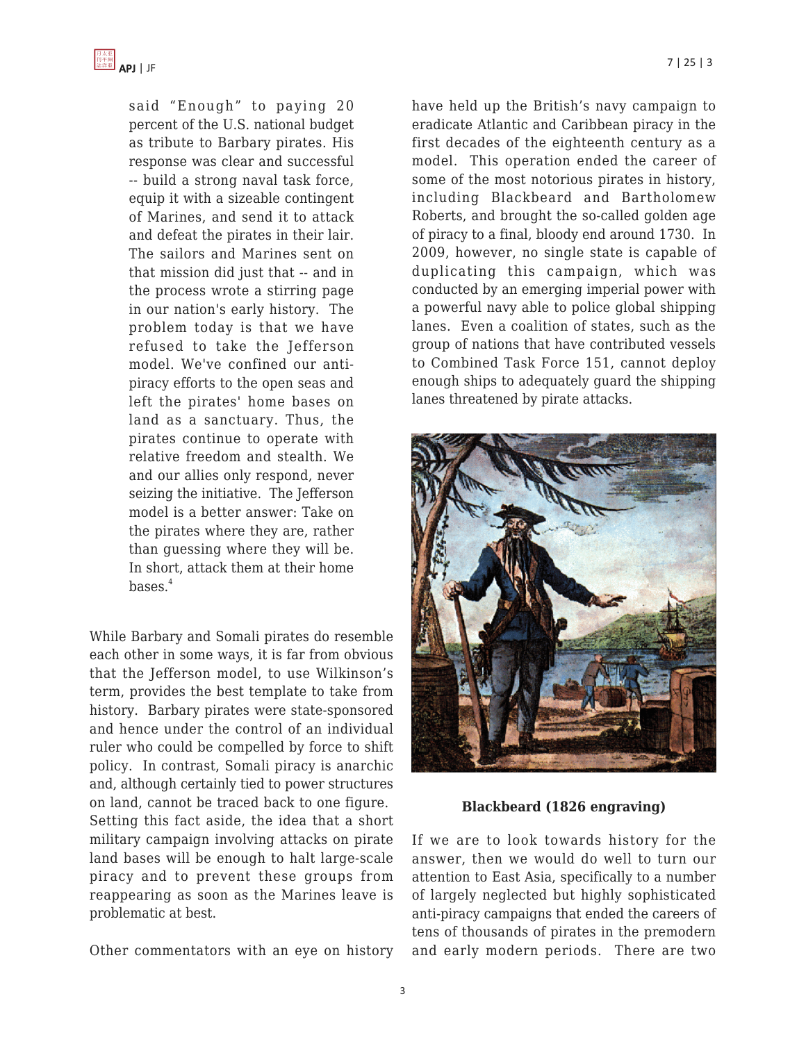> said "Enough" to paying 20 percent of the U.S. national budget as tribute to Barbary pirates. His response was clear and successful -- build a strong naval task force, equip it with a sizeable contingent of Marines, and send it to attack and defeat the pirates in their lair. The sailors and Marines sent on that mission did just that -- and in the process wrote a stirring page in our nation's early history. The problem today is that we have refused to take the Jefferson model. We've confined our anti-piracy efforts to the open seas and left the pirates' home bases on land as a sanctuary. Thus, the pirates continue to operate with relative freedom and stealth. We and our allies only respond, never seizing the initiative. The Jefferson model is a better answer: Take on the pirates where they are, rather than guessing where they will be. In short, attack them at their home bases.[4]

While Barbary and Somali pirates do resemble each other in some ways, it is far from obvious that the Jefferson model, to use Wilkinson's term, provides the best template to take from history. Barbary pirates were state-sponsored and hence under the control of an individual ruler who could be compelled by force to shift policy. In contrast, Somali piracy is anarchic and, although certainly tied to power structures on land, cannot be traced back to one figure. Setting this fact aside, the idea that a short military campaign involving attacks on pirate land bases will be enough to halt large-scale piracy and to prevent these groups from reappearing as soon as the Marines leave is problematic at best.

Other commentators with an eye on history have held up the British's navy campaign to eradicate Atlantic and Caribbean piracy in the first decades of the eighteenth century as a model. This operation ended the career of some of the most notorious pirates in history, including Blackbeard and Bartholomew Roberts, and brought the so-called golden age of piracy to a final, bloody end around 1730. In 2009, however, no single state is capable of duplicating this campaign, which was conducted by an emerging imperial power with a powerful navy able to police global shipping lanes. Even a coalition of states, such as the group of nations that have contributed vessels to Combined Task Force 151, cannot deploy enough ships to adequately guard the shipping lanes threatened by pirate attacks.

**Blackbeard (1826 engraving)**

If we are to look towards history for the answer, then we would do well to turn our attention to East Asia, specifically to a number of largely neglected but highly sophisticated anti-piracy campaigns that ended the careers of tens of thousands of pirates in the premodern and early modern periods. There are two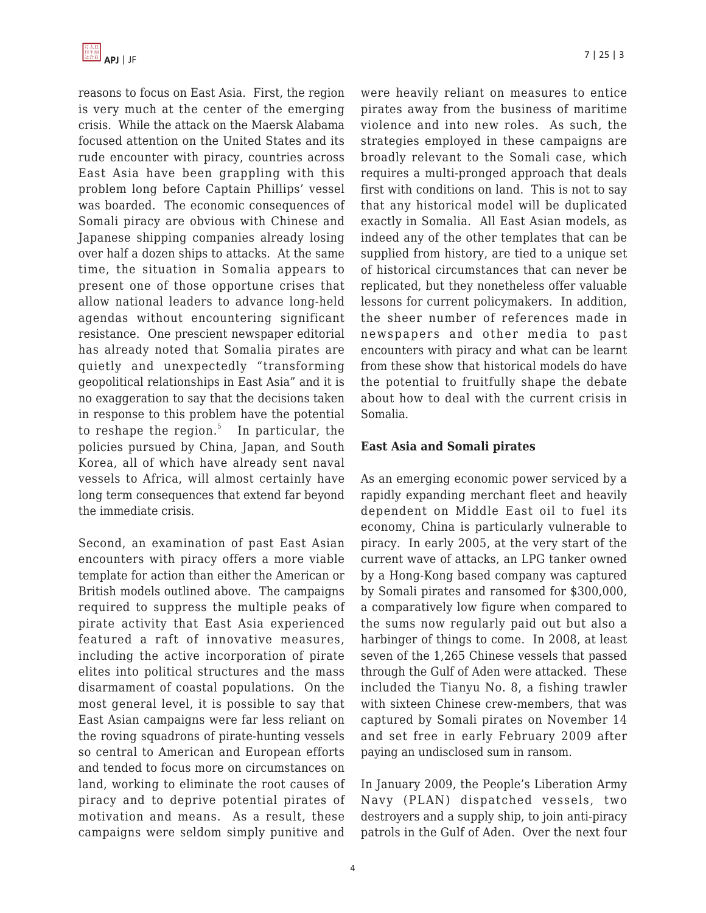reasons to focus on East Asia. First, the region is very much at the center of the emerging crisis. While the attack on the Maersk Alabama focused attention on the United States and its rude encounter with piracy, countries across East Asia have been grappling with this problem long before Captain Phillips' vessel was boarded. The economic consequences of Somali piracy are obvious with Chinese and Japanese shipping companies already losing over half a dozen ships to attacks. At the same time, the situation in Somalia appears to present one of those opportune crises that allow national leaders to advance long-held agendas without encountering significant resistance. One prescient newspaper editorial has already noted that Somalia pirates are quietly and unexpectedly "transforming geopolitical relationships in East Asia" and it is no exaggeration to say that the decisions taken in response to this problem have the potential to reshape the region.[5] In particular, the policies pursued by China, Japan, and South Korea, all of which have already sent naval vessels to Africa, will almost certainly have long term consequences that extend far beyond the immediate crisis.

Second, an examination of past East Asian encounters with piracy offers a more viable template for action than either the American or British models outlined above. The campaigns required to suppress the multiple peaks of pirate activity that East Asia experienced featured a raft of innovative measures, including the active incorporation of pirate elites into political structures and the mass disarmament of coastal populations. On the most general level, it is possible to say that East Asian campaigns were far less reliant on the roving squadrons of pirate-hunting vessels so central to American and European efforts and tended to focus more on circumstances on land, working to eliminate the root causes of piracy and to deprive potential pirates of motivation and means. As a result, these campaigns were seldom simply punitive and were heavily reliant on measures to entice pirates away from the business of maritime violence and into new roles. As such, the strategies employed in these campaigns are broadly relevant to the Somali case, which requires a multi-pronged approach that deals first with conditions on land. This is not to say that any historical model will be duplicated exactly in Somalia. All East Asian models, as indeed any of the other templates that can be supplied from history, are tied to a unique set of historical circumstances that can never be replicated, but they nonetheless offer valuable lessons for current policymakers. In addition, the sheer number of references made in newspapers and other media to past encounters with piracy and what can be learnt from these show that historical models do have the potential to fruitfully shape the debate about how to deal with the current crisis in Somalia.

**East Asia and Somali pirates**

As an emerging economic power serviced by a rapidly expanding merchant fleet and heavily dependent on Middle East oil to fuel its economy, China is particularly vulnerable to piracy. In early 2005, at the very start of the current wave of attacks, an LPG tanker owned by a Hong-Kong based company was captured by Somali pirates and ransomed for $300,000, a comparatively low figure when compared to the sums now regularly paid out but also a harbinger of things to come. In 2008, at least seven of the 1,265 Chinese vessels that passed through the Gulf of Aden were attacked. These included the Tianyu No. 8, a fishing trawler with sixteen Chinese crew-members, that was captured by Somali pirates on November 14 and set free in early February 2009 after paying an undisclosed sum in ransom.

In January 2009, the People's Liberation Army Navy (PLAN) dispatched vessels, two destroyers and a supply ship, to join anti-piracy patrols in the Gulf of Aden. Over the next four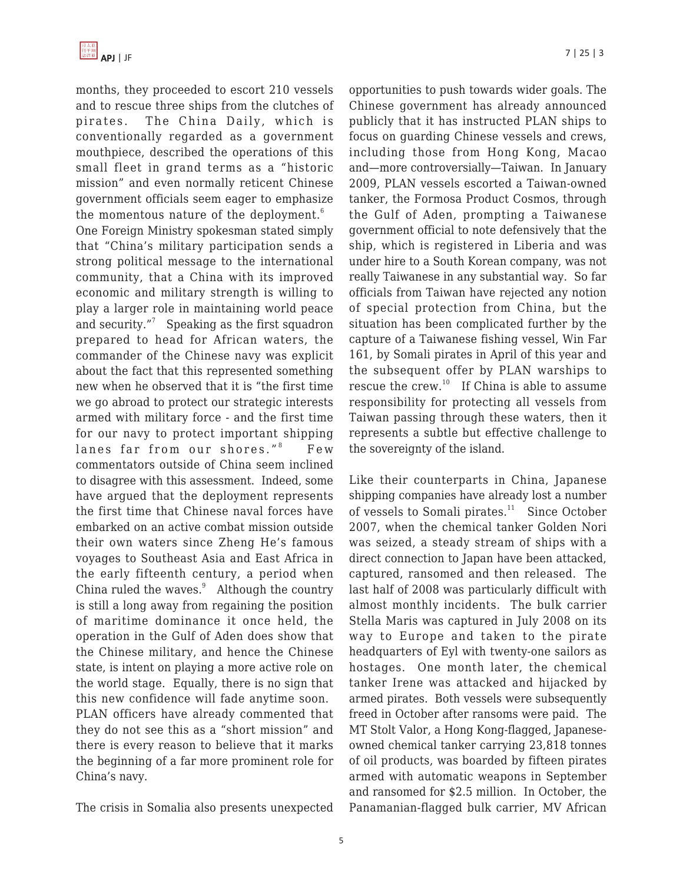months, they proceeded to escort 210 vessels and to rescue three ships from the clutches of pirates. The China Daily, which is conventionally regarded as a government mouthpiece, described the operations of this small fleet in grand terms as a "historic mission" and even normally reticent Chinese government officials seem eager to emphasize the momentous nature of the deployment.[6] One Foreign Ministry spokesman stated simply that "China's military participation sends a strong political message to the international community, that a China with its improved economic and military strength is willing to play a larger role in maintaining world peace and security."[7] Speaking as the first squadron prepared to head for African waters, the commander of the Chinese navy was explicit about the fact that this represented something new when he observed that it is "the first time we go abroad to protect our strategic interests armed with military force - and the first time for our navy to protect important shipping lanes far from our shores."[8] Few commentators outside of China seem inclined to disagree with this assessment. Indeed, some have argued that the deployment represents the first time that Chinese naval forces have embarked on an active combat mission outside their own waters since Zheng He's famous voyages to Southeast Asia and East Africa in the early fifteenth century, a period when China ruled the waves.[9] Although the country is still a long away from regaining the position of maritime dominance it once held, the operation in the Gulf of Aden does show that the Chinese military, and hence the Chinese state, is intent on playing a more active role on the world stage. Equally, there is no sign that this new confidence will fade anytime soon. PLAN officers have already commented that they do not see this as a "short mission" and there is every reason to believe that it marks the beginning of a far more prominent role for China's navy.

The crisis in Somalia also presents unexpected opportunities to push towards wider goals. The Chinese government has already announced publicly that it has instructed PLAN ships to focus on guarding Chinese vessels and crews, including those from Hong Kong, Macao and—more controversially—Taiwan. In January 2009, PLAN vessels escorted a Taiwan-owned tanker, the Formosa Product Cosmos, through the Gulf of Aden, prompting a Taiwanese government official to note defensively that the ship, which is registered in Liberia and was under hire to a South Korean company, was not really Taiwanese in any substantial way. So far officials from Taiwan have rejected any notion of special protection from China, but the situation has been complicated further by the capture of a Taiwanese fishing vessel, Win Far 161, by Somali pirates in April of this year and the subsequent offer by PLAN warships to rescue the crew.[10] If China is able to assume responsibility for protecting all vessels from Taiwan passing through these waters, then it represents a subtle but effective challenge to the sovereignty of the island.

Like their counterparts in China, Japanese shipping companies have already lost a number of vessels to Somali pirates.[11] Since October 2007, when the chemical tanker Golden Nori was seized, a steady stream of ships with a direct connection to Japan have been attacked, captured, ransomed and then released. The last half of 2008 was particularly difficult with almost monthly incidents. The bulk carrier Stella Maris was captured in July 2008 on its way to Europe and taken to the pirate headquarters of Eyl with twenty-one sailors as hostages. One month later, the chemical tanker Irene was attacked and hijacked by armed pirates. Both vessels were subsequently freed in October after ransoms were paid. The MT Stolt Valor, a Hong Kong-flagged, Japanese-owned chemical tanker carrying 23,818 tonnes of oil products, was boarded by fifteen pirates armed with automatic weapons in September and ransomed for $2.5 million. In October, the Panamanian-flagged bulk carrier, MV African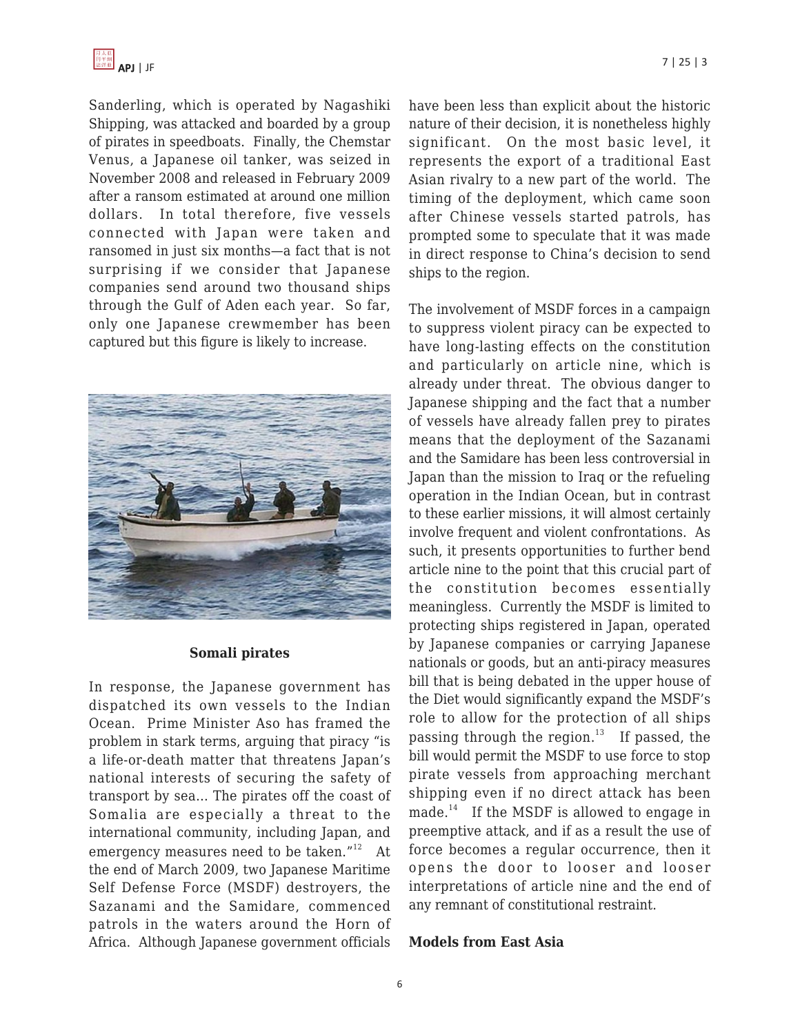Sanderling, which is operated by Nagashiki Shipping, was attacked and boarded by a group of pirates in speedboats. Finally, the Chemstar Venus, a Japanese oil tanker, was seized in November 2008 and released in February 2009 after a ransom estimated at around one million dollars. In total therefore, five vessels connected with Japan were taken and ransomed in just six months—a fact that is not surprising if we consider that Japanese companies send around two thousand ships through the Gulf of Aden each year. So far, only one Japanese crewmember has been captured but this figure is likely to increase.

**Somali pirates**

In response, the Japanese government has dispatched its own vessels to the Indian Ocean. Prime Minister Aso has framed the problem in stark terms, arguing that piracy "is a life-or-death matter that threatens Japan's national interests of securing the safety of transport by sea... The pirates off the coast of Somalia are especially a threat to the international community, including Japan, and emergency measures need to be taken."[12] At the end of March 2009, two Japanese Maritime Self Defense Force (MSDF) destroyers, the Sazanami and the Samidare, commenced patrols in the waters around the Horn of Africa. Although Japanese government officials have been less than explicit about the historic nature of their decision, it is nonetheless highly significant. On the most basic level, it represents the export of a traditional East Asian rivalry to a new part of the world. The timing of the deployment, which came soon after Chinese vessels started patrols, has prompted some to speculate that it was made in direct response to China's decision to send ships to the region.

The involvement of MSDF forces in a campaign to suppress violent piracy can be expected to have long-lasting effects on the constitution and particularly on article nine, which is already under threat. The obvious danger to Japanese shipping and the fact that a number of vessels have already fallen prey to pirates means that the deployment of the Sazanami and the Samidare has been less controversial in Japan than the mission to Iraq or the refueling operation in the Indian Ocean, but in contrast to these earlier missions, it will almost certainly involve frequent and violent confrontations. As such, it presents opportunities to further bend article nine to the point that this crucial part of the constitution becomes essentially meaningless. Currently the MSDF is limited to protecting ships registered in Japan, operated by Japanese companies or carrying Japanese nationals or goods, but an anti-piracy measures bill that is being debated in the upper house of the Diet would significantly expand the MSDF's role to allow for the protection of all ships passing through the region.[13] If passed, the bill would permit the MSDF to use force to stop pirate vessels from approaching merchant shipping even if no direct attack has been made.[14] If the MSDF is allowed to engage in preemptive attack, and if as a result the use of force becomes a regular occurrence, then it opens the door to looser and looser interpretations of article nine and the end of any remnant of constitutional restraint.

**Models from East Asia**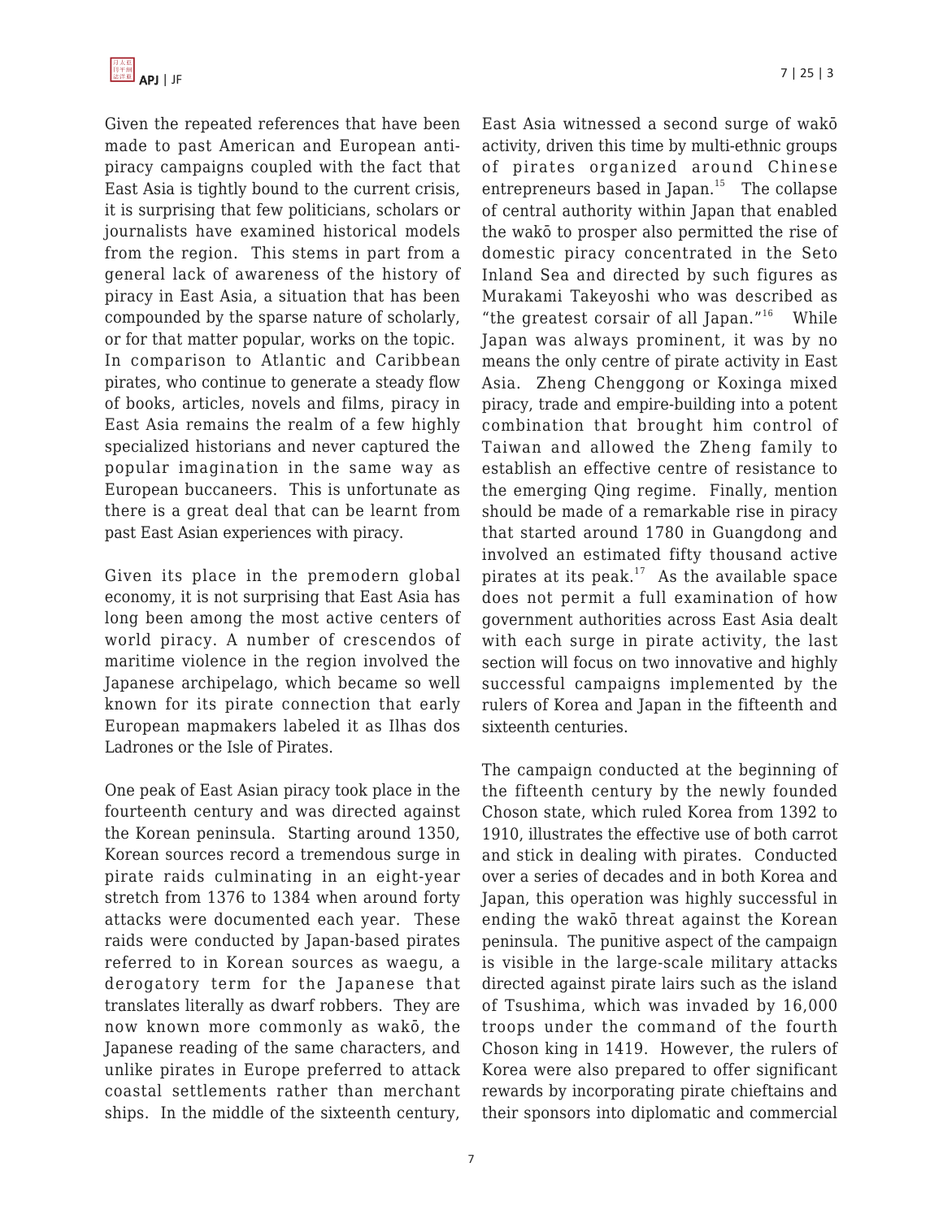Given the repeated references that have been made to past American and European anti-piracy campaigns coupled with the fact that East Asia is tightly bound to the current crisis, it is surprising that few politicians, scholars or journalists have examined historical models from the region. This stems in part from a general lack of awareness of the history of piracy in East Asia, a situation that has been compounded by the sparse nature of scholarly, or for that matter popular, works on the topic. In comparison to Atlantic and Caribbean pirates, who continue to generate a steady flow of books, articles, novels and films, piracy in East Asia remains the realm of a few highly specialized historians and never captured the popular imagination in the same way as European buccaneers. This is unfortunate as there is a great deal that can be learnt from past East Asian experiences with piracy.

Given its place in the premodern global economy, it is not surprising that East Asia has long been among the most active centers of world piracy. A number of crescendos of maritime violence in the region involved the Japanese archipelago, which became so well known for its pirate connection that early European mapmakers labeled it as Ilhas dos Ladrones or the Isle of Pirates.

One peak of East Asian piracy took place in the fourteenth century and was directed against the Korean peninsula. Starting around 1350, Korean sources record a tremendous surge in pirate raids culminating in an eight-year stretch from 1376 to 1384 when around forty attacks were documented each year. These raids were conducted by Japan-based pirates referred to in Korean sources as waegu, a derogatory term for the Japanese that translates literally as dwarf robbers. They are now known more commonly as wakō, the Japanese reading of the same characters, and unlike pirates in Europe preferred to attack coastal settlements rather than merchant ships. In the middle of the sixteenth century, East Asia witnessed a second surge of wakō activity, driven this time by multi-ethnic groups of pirates organized around Chinese entrepreneurs based in Japan.[15] The collapse of central authority within Japan that enabled the wakō to prosper also permitted the rise of domestic piracy concentrated in the Seto Inland Sea and directed by such figures as Murakami Takeyoshi who was described as "the greatest corsair of all Japan."[16] While Japan was always prominent, it was by no means the only centre of pirate activity in East Asia. Zheng Chenggong or Koxinga mixed piracy, trade and empire-building into a potent combination that brought him control of Taiwan and allowed the Zheng family to establish an effective centre of resistance to the emerging Qing regime. Finally, mention should be made of a remarkable rise in piracy that started around 1780 in Guangdong and involved an estimated fifty thousand active pirates at its peak.[17] As the available space does not permit a full examination of how government authorities across East Asia dealt with each surge in pirate activity, the last section will focus on two innovative and highly successful campaigns implemented by the rulers of Korea and Japan in the fifteenth and sixteenth centuries.

The campaign conducted at the beginning of the fifteenth century by the newly founded Choson state, which ruled Korea from 1392 to 1910, illustrates the effective use of both carrot and stick in dealing with pirates. Conducted over a series of decades and in both Korea and Japan, this operation was highly successful in ending the wakō threat against the Korean peninsula. The punitive aspect of the campaign is visible in the large-scale military attacks directed against pirate lairs such as the island of Tsushima, which was invaded by 16,000 troops under the command of the fourth Choson king in 1419. However, the rulers of Korea were also prepared to offer significant rewards by incorporating pirate chieftains and their sponsors into diplomatic and commercial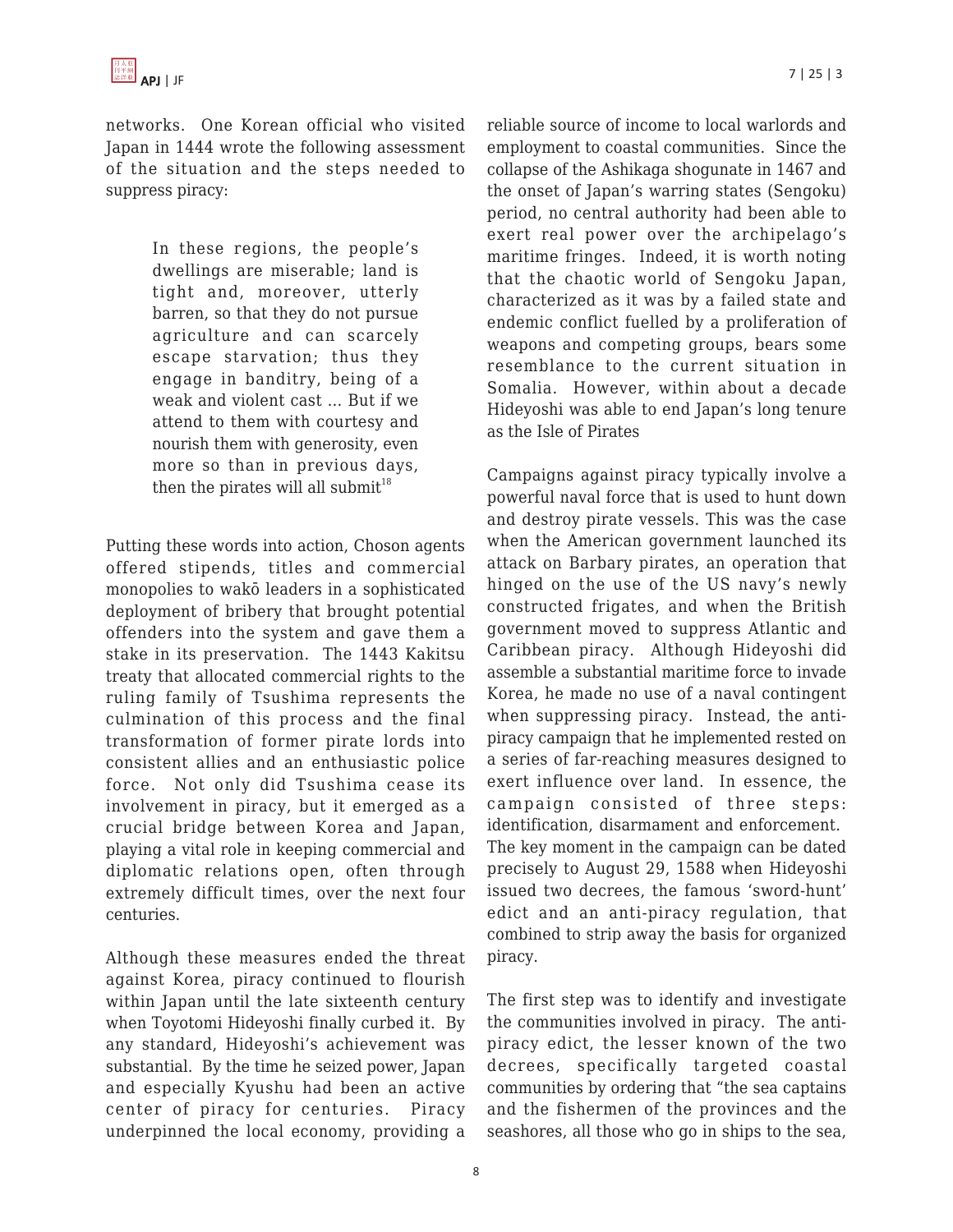networks. One Korean official who visited Japan in 1444 wrote the following assessment of the situation and the steps needed to suppress piracy:

> In these regions, the people's dwellings are miserable; land is tight and, moreover, utterly barren, so that they do not pursue agriculture and can scarcely escape starvation; thus they engage in banditry, being of a weak and violent cast ... But if we attend to them with courtesy and nourish them with generosity, even more so than in previous days, then the pirates will all submit[18]

Putting these words into action, Choson agents offered stipends, titles and commercial monopolies to wakō leaders in a sophisticated deployment of bribery that brought potential offenders into the system and gave them a stake in its preservation. The 1443 Kakitsu treaty that allocated commercial rights to the ruling family of Tsushima represents the culmination of this process and the final transformation of former pirate lords into consistent allies and an enthusiastic police force. Not only did Tsushima cease its involvement in piracy, but it emerged as a crucial bridge between Korea and Japan, playing a vital role in keeping commercial and diplomatic relations open, often through extremely difficult times, over the next four centuries.

Although these measures ended the threat against Korea, piracy continued to flourish within Japan until the late sixteenth century when Toyotomi Hideyoshi finally curbed it. By any standard, Hideyoshi's achievement was substantial. By the time he seized power, Japan and especially Kyushu had been an active center of piracy for centuries. Piracy underpinned the local economy, providing a reliable source of income to local warlords and employment to coastal communities. Since the collapse of the Ashikaga shogunate in 1467 and the onset of Japan's warring states (Sengoku) period, no central authority had been able to exert real power over the archipelago's maritime fringes. Indeed, it is worth noting that the chaotic world of Sengoku Japan, characterized as it was by a failed state and endemic conflict fuelled by a proliferation of weapons and competing groups, bears some resemblance to the current situation in Somalia. However, within about a decade Hideyoshi was able to end Japan's long tenure as the Isle of Pirates

Campaigns against piracy typically involve a powerful naval force that is used to hunt down and destroy pirate vessels. This was the case when the American government launched its attack on Barbary pirates, an operation that hinged on the use of the US navy's newly constructed frigates, and when the British government moved to suppress Atlantic and Caribbean piracy. Although Hideyoshi did assemble a substantial maritime force to invade Korea, he made no use of a naval contingent when suppressing piracy. Instead, the anti-piracy campaign that he implemented rested on a series of far-reaching measures designed to exert influence over land. In essence, the campaign consisted of three steps: identification, disarmament and enforcement. The key moment in the campaign can be dated precisely to August 29, 1588 when Hideyoshi issued two decrees, the famous 'sword-hunt' edict and an anti-piracy regulation, that combined to strip away the basis for organized piracy.

The first step was to identify and investigate the communities involved in piracy. The anti-piracy edict, the lesser known of the two decrees, specifically targeted coastal communities by ordering that "the sea captains and the fishermen of the provinces and the seashores, all those who go in ships to the sea,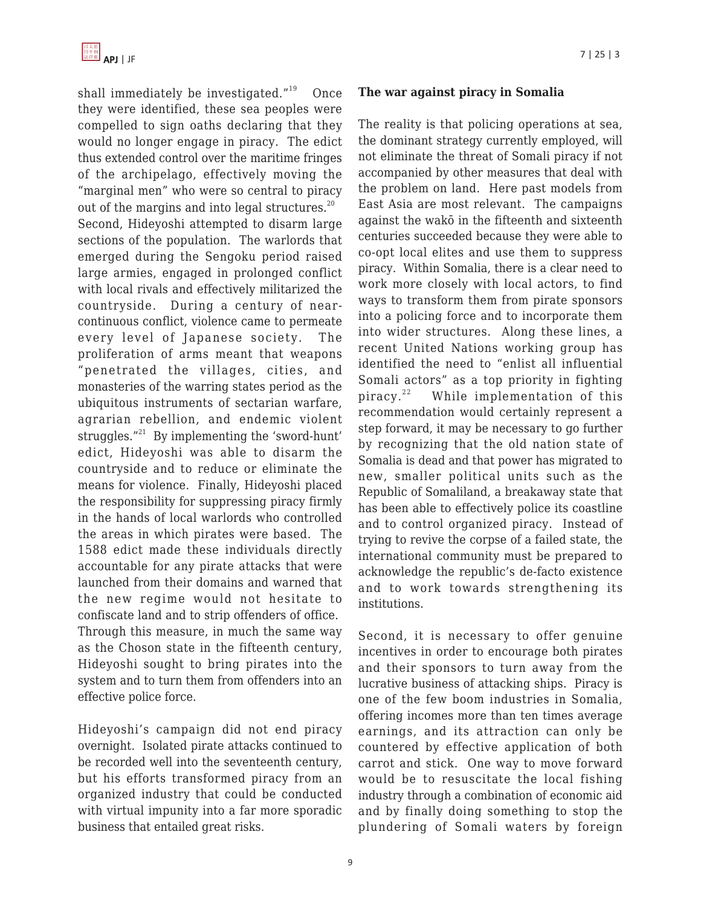shall immediately be investigated."[19] Once they were identified, these sea peoples were compelled to sign oaths declaring that they would no longer engage in piracy. The edict thus extended control over the maritime fringes of the archipelago, effectively moving the "marginal men" who were so central to piracy out of the margins and into legal structures.[20]

Second, Hideyoshi attempted to disarm large sections of the population. The warlords that emerged during the Sengoku period raised large armies, engaged in prolonged conflict with local rivals and effectively militarized the countryside. During a century of near-continuous conflict, violence came to permeate every level of Japanese society. The proliferation of arms meant that weapons "penetrated the villages, cities, and monasteries of the warring states period as the ubiquitous instruments of sectarian warfare, agrarian rebellion, and endemic violent struggles."[21] By implementing the 'sword-hunt' edict, Hideyoshi was able to disarm the countryside and to reduce or eliminate the means for violence. Finally, Hideyoshi placed the responsibility for suppressing piracy firmly in the hands of local warlords who controlled the areas in which pirates were based. The 1588 edict made these individuals directly accountable for any pirate attacks that were launched from their domains and warned that the new regime would not hesitate to confiscate land and to strip offenders of office. Through this measure, in much the same way as the Choson state in the fifteenth century, Hideyoshi sought to bring pirates into the system and to turn them from offenders into an effective police force.

Hideyoshi's campaign did not end piracy overnight. Isolated pirate attacks continued to be recorded well into the seventeenth century, but his efforts transformed piracy from an organized industry that could be conducted with virtual impunity into a far more sporadic business that entailed great risks.

**The war against piracy in Somalia**

The reality is that policing operations at sea, the dominant strategy currently employed, will not eliminate the threat of Somali piracy if not accompanied by other measures that deal with the problem on land. Here past models from East Asia are most relevant. The campaigns against the wakō in the fifteenth and sixteenth centuries succeeded because they were able to co-opt local elites and use them to suppress piracy. Within Somalia, there is a clear need to work more closely with local actors, to find ways to transform them from pirate sponsors into a policing force and to incorporate them into wider structures. Along these lines, a recent United Nations working group has identified the need to "enlist all influential Somali actors" as a top priority in fighting piracy.[22] While implementation of this recommendation would certainly represent a step forward, it may be necessary to go further by recognizing that the old nation state of Somalia is dead and that power has migrated to new, smaller political units such as the Republic of Somaliland, a breakaway state that has been able to effectively police its coastline and to control organized piracy. Instead of trying to revive the corpse of a failed state, the international community must be prepared to acknowledge the republic's de-facto existence and to work towards strengthening its institutions.

Second, it is necessary to offer genuine incentives in order to encourage both pirates and their sponsors to turn away from the lucrative business of attacking ships. Piracy is one of the few boom industries in Somalia, offering incomes more than ten times average earnings, and its attraction can only be countered by effective application of both carrot and stick. One way to move forward would be to resuscitate the local fishing industry through a combination of economic aid and by finally doing something to stop the plundering of Somali waters by foreign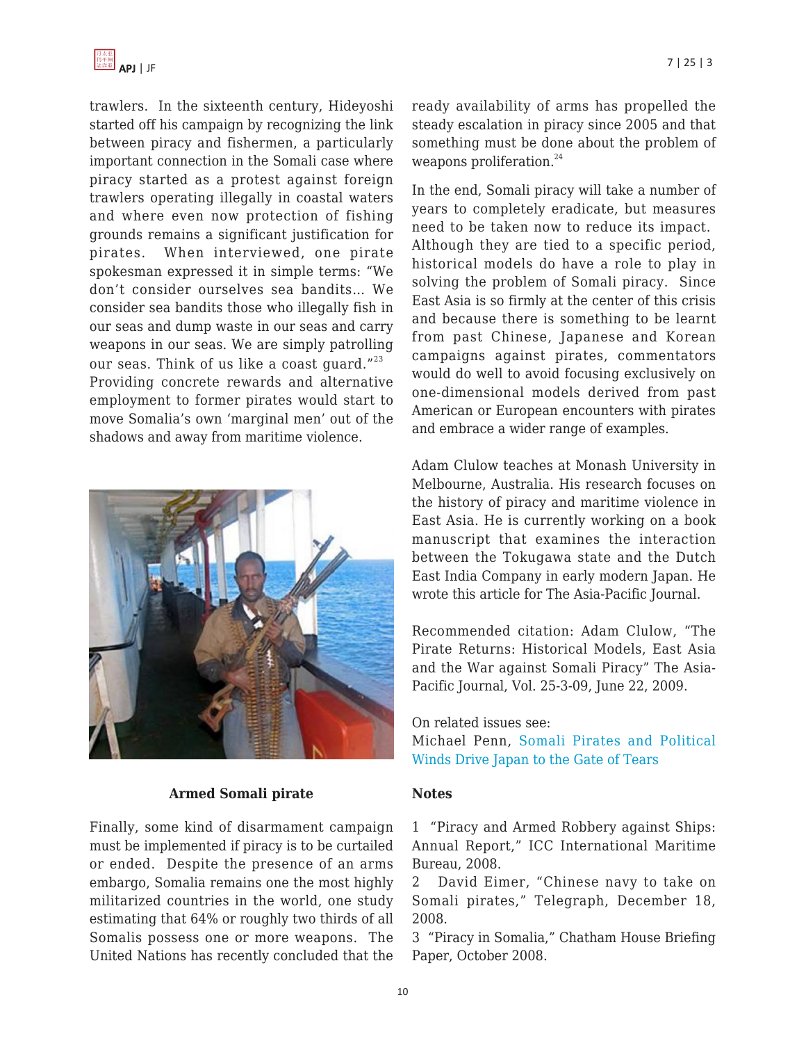trawlers. In the sixteenth century, Hideyoshi started off his campaign by recognizing the link between piracy and fishermen, a particularly important connection in the Somali case where piracy started as a protest against foreign trawlers operating illegally in coastal waters and where even now protection of fishing grounds remains a significant justification for pirates. When interviewed, one pirate spokesman expressed it in simple terms: "We don't consider ourselves sea bandits... We consider sea bandits those who illegally fish in our seas and dump waste in our seas and carry weapons in our seas. We are simply patrolling our seas. Think of us like a coast guard."[23] Providing concrete rewards and alternative employment to former pirates would start to move Somalia's own 'marginal men' out of the shadows and away from maritime violence.

**Armed Somali pirate**

Finally, some kind of disarmament campaign must be implemented if piracy is to be curtailed or ended. Despite the presence of an arms embargo, Somalia remains one the most highly militarized countries in the world, one study estimating that 64% or roughly two thirds of all Somalis possess one or more weapons. The United Nations has recently concluded that the ready availability of arms has propelled the steady escalation in piracy since 2005 and that something must be done about the problem of weapons proliferation.[24]

In the end, Somali piracy will take a number of years to completely eradicate, but measures need to be taken now to reduce its impact. Although they are tied to a specific period, historical models do have a role to play in solving the problem of Somali piracy. Since East Asia is so firmly at the center of this crisis and because there is something to be learnt from past Chinese, Japanese and Korean campaigns against pirates, commentators would do well to avoid focusing exclusively on one-dimensional models derived from past American or European encounters with pirates and embrace a wider range of examples.

Adam Clulow teaches at Monash University in Melbourne, Australia. His research focuses on the history of piracy and maritime violence in East Asia. He is currently working on a book manuscript that examines the interaction between the Tokugawa state and the Dutch East India Company in early modern Japan. He wrote this article for The Asia-Pacific Journal.

Recommended citation: Adam Clulow, "The Pirate Returns: Historical Models, East Asia and the War against Somali Piracy" The Asia-Pacific Journal, Vol. 25-3-09, June 22, 2009.

On related issues see:
Michael Penn, Somali Pirates and Political Winds Drive Japan to the Gate of Tears

**Notes**

1 "Piracy and Armed Robbery against Ships: Annual Report," ICC International Maritime Bureau, 2008.

2 David Eimer, "Chinese navy to take on Somali pirates," Telegraph, December 18, 2008.

3 "Piracy in Somalia," Chatham House Briefing Paper, October 2008.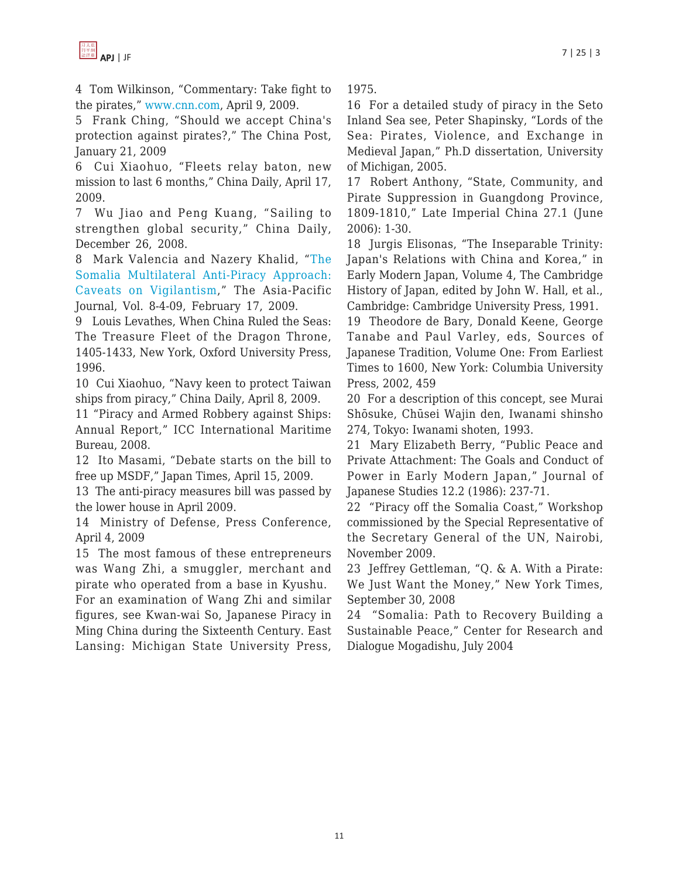4 Tom Wilkinson, "Commentary: Take fight to the pirates," www.cnn.com, April 9, 2009.

5 Frank Ching, "Should we accept China's protection against pirates?," The China Post, January 21, 2009

6 Cui Xiaohuo, "Fleets relay baton, new mission to last 6 months," China Daily, April 17, 2009.

7 Wu Jiao and Peng Kuang, "Sailing to strengthen global security," China Daily, December 26, 2008.

8 Mark Valencia and Nazery Khalid, "The Somalia Multilateral Anti-Piracy Approach: Caveats on Vigilantism," The Asia-Pacific Journal, Vol. 8-4-09, February 17, 2009.

9 Louis Levathes, When China Ruled the Seas: The Treasure Fleet of the Dragon Throne, 1405-1433, New York, Oxford University Press, 1996.

10 Cui Xiaohuo, "Navy keen to protect Taiwan ships from piracy," China Daily, April 8, 2009.

11 "Piracy and Armed Robbery against Ships: Annual Report," ICC International Maritime Bureau, 2008.

12 Ito Masami, "Debate starts on the bill to free up MSDF," Japan Times, April 15, 2009.

13 The anti-piracy measures bill was passed by the lower house in April 2009.

14 Ministry of Defense, Press Conference, April 4, 2009

15 The most famous of these entrepreneurs was Wang Zhi, a smuggler, merchant and pirate who operated from a base in Kyushu. For an examination of Wang Zhi and similar figures, see Kwan-wai So, Japanese Piracy in Ming China during the Sixteenth Century. East Lansing: Michigan State University Press, 1975.

16 For a detailed study of piracy in the Seto Inland Sea see, Peter Shapinsky, "Lords of the Sea: Pirates, Violence, and Exchange in Medieval Japan," Ph.D dissertation, University of Michigan, 2005.

17 Robert Anthony, "State, Community, and Pirate Suppression in Guangdong Province, 1809-1810," Late Imperial China 27.1 (June 2006): 1-30.

18 Jurgis Elisonas, "The Inseparable Trinity: Japan's Relations with China and Korea," in Early Modern Japan, Volume 4, The Cambridge History of Japan, edited by John W. Hall, et al., Cambridge: Cambridge University Press, 1991.

19 Theodore de Bary, Donald Keene, George Tanabe and Paul Varley, eds, Sources of Japanese Tradition, Volume One: From Earliest Times to 1600, New York: Columbia University Press, 2002, 459

20 For a description of this concept, see Murai Shōsuke, Chūsei Wajin den, Iwanami shinsho 274, Tokyo: Iwanami shoten, 1993.

21 Mary Elizabeth Berry, "Public Peace and Private Attachment: The Goals and Conduct of Power in Early Modern Japan," Journal of Japanese Studies 12.2 (1986): 237-71.

22 "Piracy off the Somalia Coast," Workshop commissioned by the Special Representative of the Secretary General of the UN, Nairobi, November 2009.

23 Jeffrey Gettleman, "Q. & A. With a Pirate: We Just Want the Money," New York Times, September 30, 2008

24 "Somalia: Path to Recovery Building a Sustainable Peace," Center for Research and Dialogue Mogadishu, July 2004